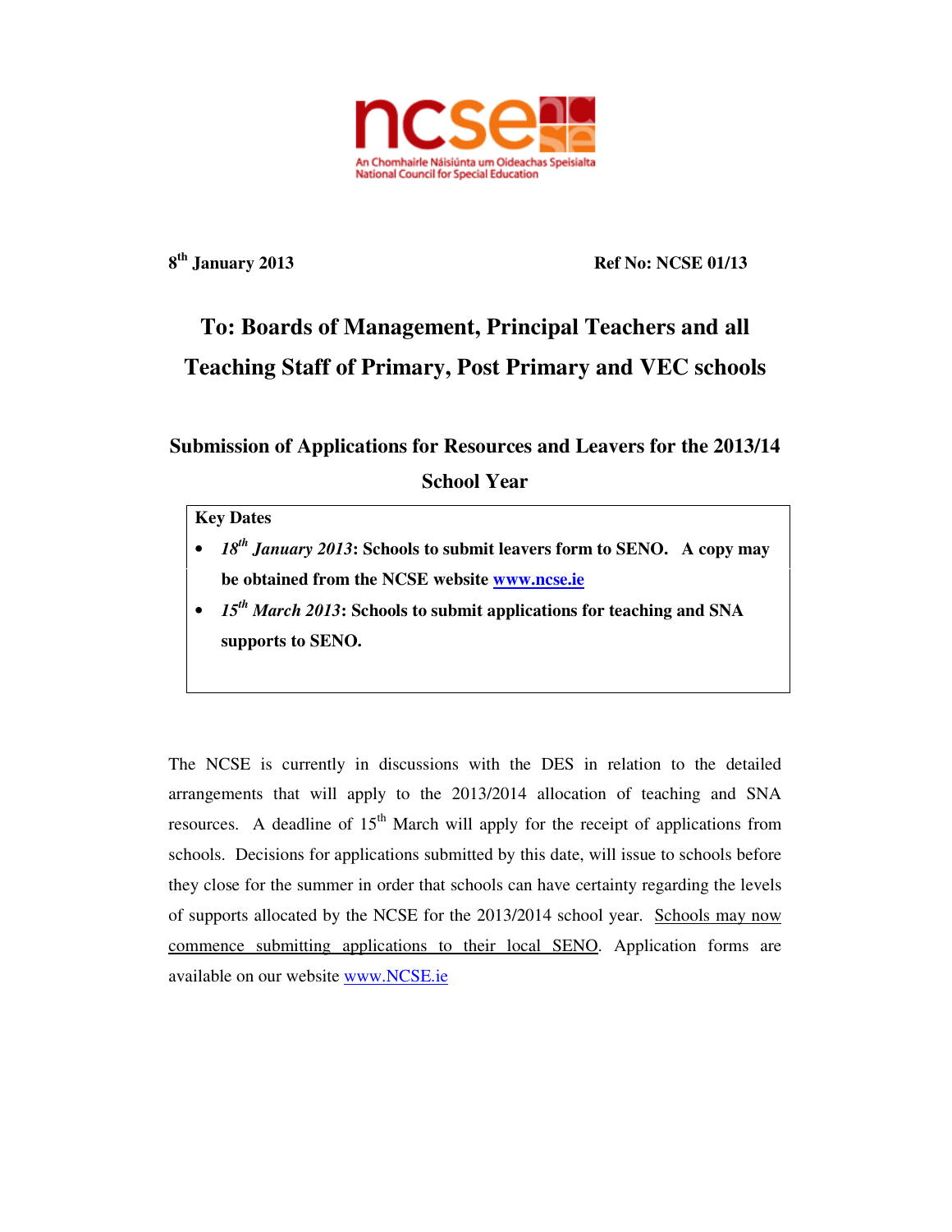ncse

An Chomhairle Náisiúnta um Oideachas Speisialta
National Council for Special Education

**8th January 2013** **Ref No: NCSE 01/13**

# To: Boards of Management, Principal Teachers and all Teaching Staff of Primary, Post Primary and VEC schools

## Submission of Applications for Resources and Leavers for the 2013/14 School Year

**Key Dates**

- ***18th January 2013*: Schools to submit leavers form to SENO. A copy may be obtained from the NCSE website [www.ncse.ie](http://www.ncse.ie)**
- ***15th March 2013*: Schools to submit applications for teaching and SNA supports to SENO.**

The NCSE is currently in discussions with the DES in relation to the detailed arrangements that will apply to the 2013/2014 allocation of teaching and SNA resources. A deadline of 15th March will apply for the receipt of applications from schools. Decisions for applications submitted by this date, will issue to schools before they close for the summer in order that schools can have certainty regarding the levels of supports allocated by the NCSE for the 2013/2014 school year. <u>Schools may now commence submitting applications to their local SENO</u>. Application forms are available on our website [www.NCSE.ie](http://www.NCSE.ie)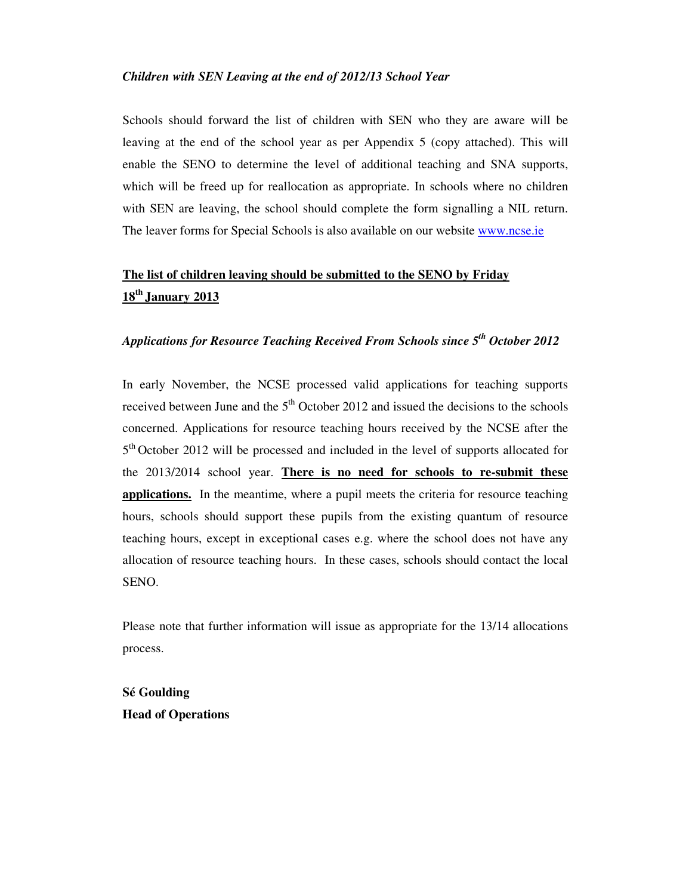*Children with SEN Leaving at the end of 2012/13 School Year*

Schools should forward the list of children with SEN who they are aware will be leaving at the end of the school year as per Appendix 5 (copy attached). This will enable the SENO to determine the level of additional teaching and SNA supports, which will be freed up for reallocation as appropriate. In schools where no children with SEN are leaving, the school should complete the form signalling a NIL return. The leaver forms for Special Schools is also available on our website www.ncse.ie

**The list of children leaving should be submitted to the SENO by Friday 18th January 2013**

*Applications for Resource Teaching Received From Schools since 5th October 2012*

In early November, the NCSE processed valid applications for teaching supports received between June and the 5th October 2012 and issued the decisions to the schools concerned. Applications for resource teaching hours received by the NCSE after the 5th October 2012 will be processed and included in the level of supports allocated for the 2013/2014 school year. **There is no need for schools to re-submit these applications.** In the meantime, where a pupil meets the criteria for resource teaching hours, schools should support these pupils from the existing quantum of resource teaching hours, except in exceptional cases e.g. where the school does not have any allocation of resource teaching hours. In these cases, schools should contact the local SENO.

Please note that further information will issue as appropriate for the 13/14 allocations process.

**Sé Goulding**
**Head of Operations**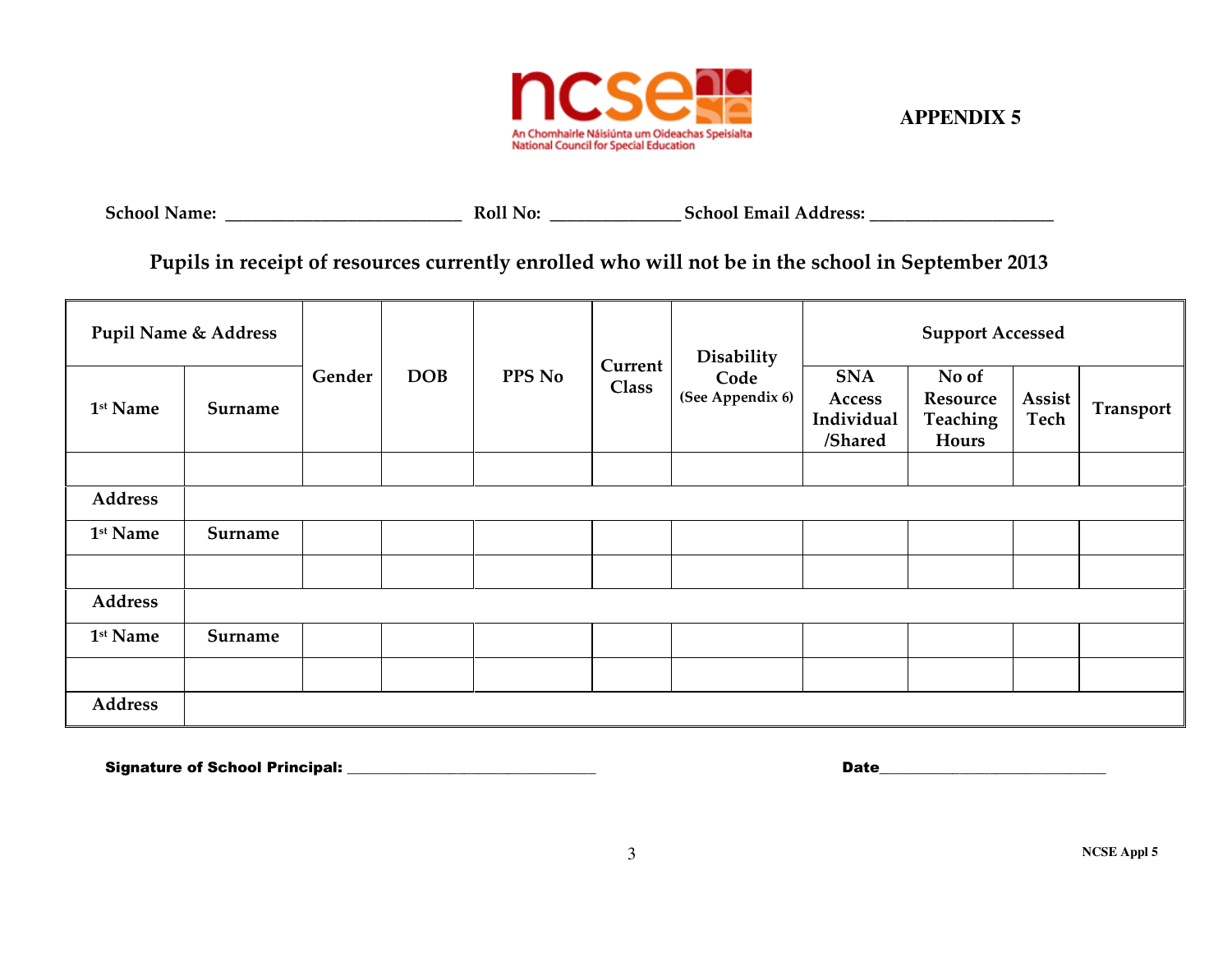APPENDIX 5

School Name: ___________________________ Roll No: ______________ School Email Address: ____________________

## Pupils in receipt of resources currently enrolled who will not be in the school in September 2013

| Pupil Name & Address | | Gender | DOB | PPS No | Current Class | Disability Code (See Appendix 6) | Support Accessed | | | |
|---|---|---|---|---|---|---|---|---|---|---|
| 1st Name | Surname | | | | | | SNA Access Individual /Shared | No of Resource Teaching Hours | Assist Tech | Transport |
| | | | | | | | | | | |
| Address | | | | | | | | | | |
| 1st Name | Surname | | | | | | | | | |
| | | | | | | | | | | |
| Address | | | | | | | | | | |
| 1st Name | Surname | | | | | | | | | |
| | | | | | | | | | | |
| Address | | | | | | | | | | |

**Signature of School Principal:** ______________________________ **Date**___________________________

NCSE Appl 5